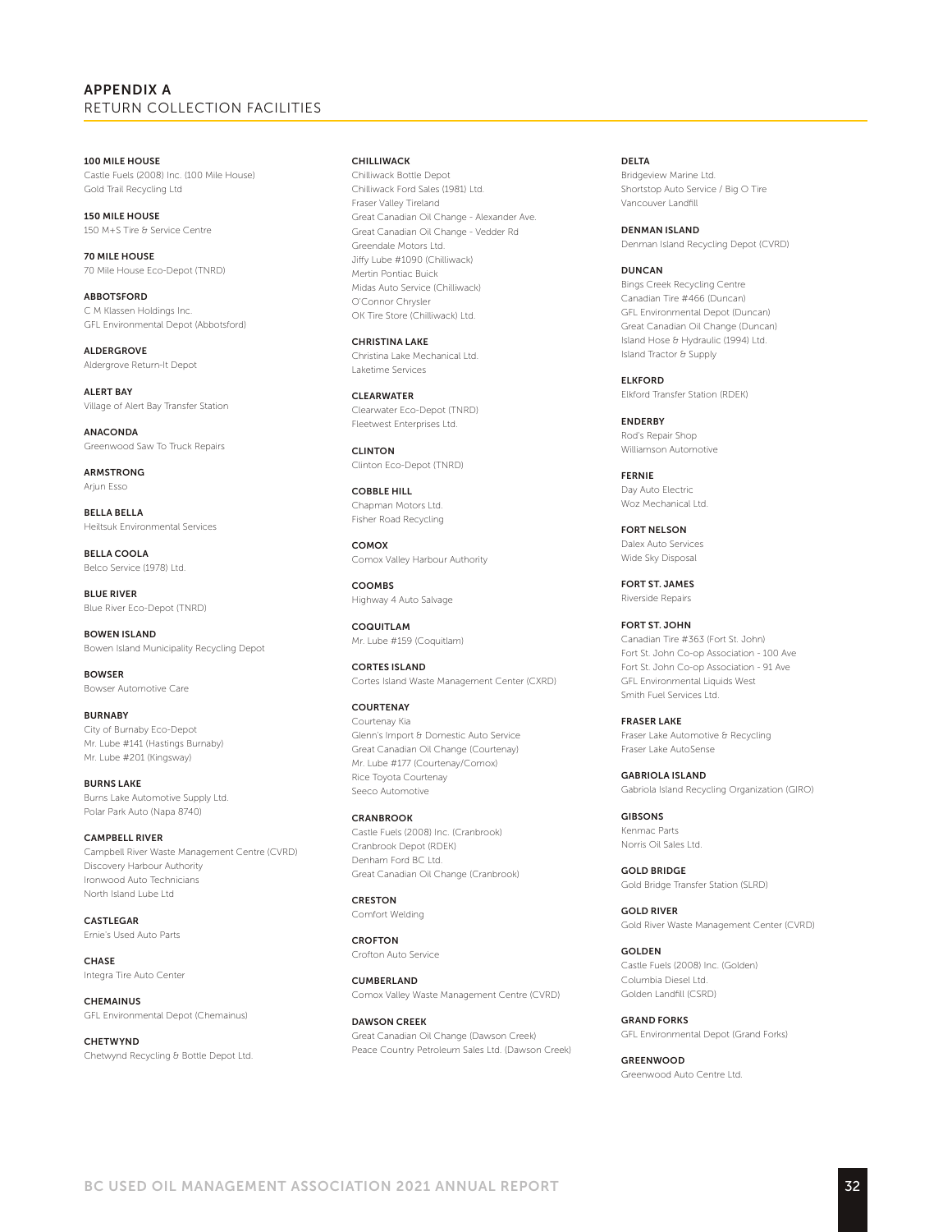# APPENDIX A
## RETURN COLLECTION FACILITIES

**100 MILE HOUSE**
Castle Fuels (2008) Inc. (100 Mile House)
Gold Trail Recycling Ltd

**150 MILE HOUSE**
150 M+S Tire & Service Centre

**70 MILE HOUSE**
70 Mile House Eco-Depot (TNRD)

**ABBOTSFORD**
C M Klassen Holdings Inc.
GFL Environmental Depot (Abbotsford)

**ALDERGROVE**
Aldergrove Return-It Depot

**ALERT BAY**
Village of Alert Bay Transfer Station

**ANACONDA**
Greenwood Saw To Truck Repairs

**ARMSTRONG**
Arjun Esso

**BELLA BELLA**
Heiltsuk Environmental Services

**BELLA COOLA**
Belco Service (1978) Ltd.

**BLUE RIVER**
Blue River Eco-Depot (TNRD)

**BOWEN ISLAND**
Bowen Island Municipality Recycling Depot

**BOWSER**
Bowser Automotive Care

**BURNABY**
City of Burnaby Eco-Depot
Mr. Lube #141 (Hastings Burnaby)
Mr. Lube #201 (Kingsway)

**BURNS LAKE**
Burns Lake Automotive Supply Ltd.
Polar Park Auto (Napa 8740)

**CAMPBELL RIVER**
Campbell River Waste Management Centre (CVRD)
Discovery Harbour Authority
Ironwood Auto Technicians
North Island Lube Ltd

**CASTLEGAR**
Ernie's Used Auto Parts

**CHASE**
Integra Tire Auto Center

**CHEMAINUS**
GFL Environmental Depot (Chemainus)

**CHETWYND**
Chetwynd Recycling & Bottle Depot Ltd.

**CHILLIWACK**
Chilliwack Bottle Depot
Chilliwack Ford Sales (1981) Ltd.
Fraser Valley Tireland
Great Canadian Oil Change - Alexander Ave.
Great Canadian Oil Change - Vedder Rd
Greendale Motors Ltd.
Jiffy Lube #1090 (Chilliwack)
Mertin Pontiac Buick
Midas Auto Service (Chilliwack)
O'Connor Chrysler
OK Tire Store (Chilliwack) Ltd.

**CHRISTINA LAKE**
Christina Lake Mechanical Ltd.
Laketime Services

**CLEARWATER**
Clearwater Eco-Depot (TNRD)
Fleetwest Enterprises Ltd.

**CLINTON**
Clinton Eco-Depot (TNRD)

**COBBLE HILL**
Chapman Motors Ltd.
Fisher Road Recycling

**COMOX**
Comox Valley Harbour Authority

**COOMBS**
Highway 4 Auto Salvage

**COQUITLAM**
Mr. Lube #159 (Coquitlam)

**CORTES ISLAND**
Cortes Island Waste Management Center (CXRD)

**COURTENAY**
Courtenay Kia
Glenn's Import & Domestic Auto Service
Great Canadian Oil Change (Courtenay)
Mr. Lube #177 (Courtenay/Comox)
Rice Toyota Courtenay
Seeco Automotive

**CRANBROOK**
Castle Fuels (2008) Inc. (Cranbrook)
Cranbrook Depot (RDEK)
Denham Ford BC Ltd.
Great Canadian Oil Change (Cranbrook)

**CRESTON**
Comfort Welding

**CROFTON**
Crofton Auto Service

**CUMBERLAND**
Comox Valley Waste Management Centre (CVRD)

**DAWSON CREEK**
Great Canadian Oil Change (Dawson Creek)
Peace Country Petroleum Sales Ltd. (Dawson Creek)

**DELTA**
Bridgeview Marine Ltd.
Shortstop Auto Service / Big O Tire
Vancouver Landfill

**DENMAN ISLAND**
Denman Island Recycling Depot (CVRD)

**DUNCAN**
Bings Creek Recycling Centre
Canadian Tire #466 (Duncan)
GFL Environmental Depot (Duncan)
Great Canadian Oil Change (Duncan)
Island Hose & Hydraulic (1994) Ltd.
Island Tractor & Supply

**ELKFORD**
Elkford Transfer Station (RDEK)

**ENDERBY**
Rod's Repair Shop
Williamson Automotive

**FERNIE**
Day Auto Electric
Woz Mechanical Ltd.

**FORT NELSON**
Dalex Auto Services
Wide Sky Disposal

**FORT ST. JAMES**
Riverside Repairs

**FORT ST. JOHN**
Canadian Tire #363 (Fort St. John)
Fort St. John Co-op Association - 100 Ave
Fort St. John Co-op Association - 91 Ave
GFL Environmental Liquids West
Smith Fuel Services Ltd.

**FRASER LAKE**
Fraser Lake Automotive & Recycling
Fraser Lake AutoSense

**GABRIOLA ISLAND**
Gabriola Island Recycling Organization (GIRO)

**GIBSONS**
Kenmac Parts
Norris Oil Sales Ltd.

**GOLD BRIDGE**
Gold Bridge Transfer Station (SLRD)

**GOLD RIVER**
Gold River Waste Management Center (CVRD)

**GOLDEN**
Castle Fuels (2008) Inc. (Golden)
Columbia Diesel Ltd.
Golden Landfill (CSRD)

**GRAND FORKS**
GFL Environmental Depot (Grand Forks)

**GREENWOOD**
Greenwood Auto Centre Ltd.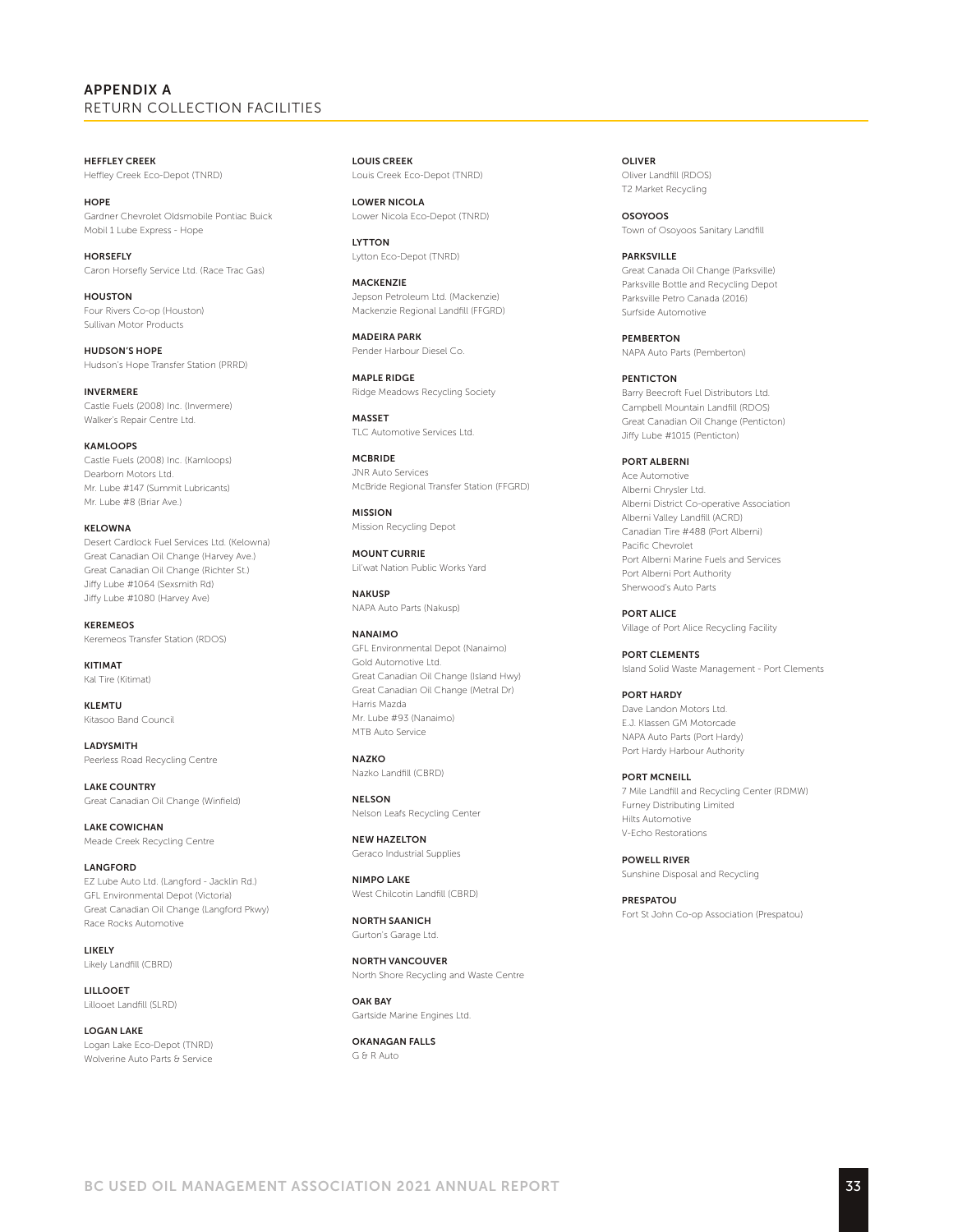## APPENDIX A
RETURN COLLECTION FACILITIES

**HEFFLEY CREEK**
Heffley Creek Eco-Depot (TNRD)

**HOPE**
Gardner Chevrolet Oldsmobile Pontiac Buick
Mobil 1 Lube Express - Hope

**HORSEFLY**
Caron Horsefly Service Ltd. (Race Trac Gas)

**HOUSTON**
Four Rivers Co-op (Houston)
Sullivan Motor Products

**HUDSON'S HOPE**
Hudson's Hope Transfer Station (PRRD)

**INVERMERE**
Castle Fuels (2008) Inc. (Invermere)
Walker's Repair Centre Ltd.

**KAMLOOPS**
Castle Fuels (2008) Inc. (Kamloops)
Dearborn Motors Ltd.
Mr. Lube #147 (Summit Lubricants)
Mr. Lube #8 (Briar Ave.)

**KELOWNA**
Desert Cardlock Fuel Services Ltd. (Kelowna)
Great Canadian Oil Change (Harvey Ave.)
Great Canadian Oil Change (Richter St.)
Jiffy Lube #1064 (Sexsmith Rd)
Jiffy Lube #1080 (Harvey Ave)

**KEREMEOS**
Keremeos Transfer Station (RDOS)

**KITIMAT**
Kal Tire (Kitimat)

**KLEMTU**
Kitasoo Band Council

**LADYSMITH**
Peerless Road Recycling Centre

**LAKE COUNTRY**
Great Canadian Oil Change (Winfield)

**LAKE COWICHAN**
Meade Creek Recycling Centre

**LANGFORD**
EZ Lube Auto Ltd. (Langford - Jacklin Rd.)
GFL Environmental Depot (Victoria)
Great Canadian Oil Change (Langford Pkwy)
Race Rocks Automotive

**LIKELY**
Likely Landfill (CBRD)

**LILLOOET**
Lillooet Landfill (SLRD)

**LOGAN LAKE**
Logan Lake Eco-Depot (TNRD)
Wolverine Auto Parts & Service

**LOUIS CREEK**
Louis Creek Eco-Depot (TNRD)

**LOWER NICOLA**
Lower Nicola Eco-Depot (TNRD)

**LYTTON**
Lytton Eco-Depot (TNRD)

**MACKENZIE**
Jepson Petroleum Ltd. (Mackenzie)
Mackenzie Regional Landfill (FFGRD)

**MADEIRA PARK**
Pender Harbour Diesel Co.

**MAPLE RIDGE**
Ridge Meadows Recycling Society

**MASSET**
TLC Automotive Services Ltd.

**MCBRIDE**
JNR Auto Services
McBride Regional Transfer Station (FFGRD)

**MISSION**
Mission Recycling Depot

**MOUNT CURRIE**
Lil'wat Nation Public Works Yard

**NAKUSP**
NAPA Auto Parts (Nakusp)

**NANAIMO**
GFL Environmental Depot (Nanaimo)
Gold Automotive Ltd.
Great Canadian Oil Change (Island Hwy)
Great Canadian Oil Change (Metral Dr)
Harris Mazda
Mr. Lube #93 (Nanaimo)
MTB Auto Service

**NAZKO**
Nazko Landfill (CBRD)

**NELSON**
Nelson Leafs Recycling Center

**NEW HAZELTON**
Geraco Industrial Supplies

**NIMPO LAKE**
West Chilcotin Landfill (CBRD)

**NORTH SAANICH**
Gurton's Garage Ltd.

**NORTH VANCOUVER**
North Shore Recycling and Waste Centre

**OAK BAY**
Gartside Marine Engines Ltd.

**OKANAGAN FALLS**
G & R Auto

**OLIVER**
Oliver Landfill (RDOS)
T2 Market Recycling

**OSOYOOS**
Town of Osoyoos Sanitary Landfill

**PARKSVILLE**
Great Canada Oil Change (Parksville)
Parksville Bottle and Recycling Depot
Parksville Petro Canada (2016)
Surfside Automotive

**PEMBERTON**
NAPA Auto Parts (Pemberton)

**PENTICTON**
Barry Beecroft Fuel Distributors Ltd.
Campbell Mountain Landfill (RDOS)
Great Canadian Oil Change (Penticton)
Jiffy Lube #1015 (Penticton)

**PORT ALBERNI**
Ace Automotive
Alberni Chrysler Ltd.
Alberni District Co-operative Association
Alberni Valley Landfill (ACRD)
Canadian Tire #488 (Port Alberni)
Pacific Chevrolet
Port Alberni Marine Fuels and Services
Port Alberni Port Authority
Sherwood's Auto Parts

**PORT ALICE**
Village of Port Alice Recycling Facility

**PORT CLEMENTS**
Island Solid Waste Management - Port Clements

**PORT HARDY**
Dave Landon Motors Ltd.
E.J. Klassen GM Motorcade
NAPA Auto Parts (Port Hardy)
Port Hardy Harbour Authority

**PORT MCNEILL**
7 Mile Landfill and Recycling Center (RDMW)
Furney Distributing Limited
Hilts Automotive
V-Echo Restorations

**POWELL RIVER**
Sunshine Disposal and Recycling

**PRESPATOU**
Fort St John Co-op Association (Prespatou)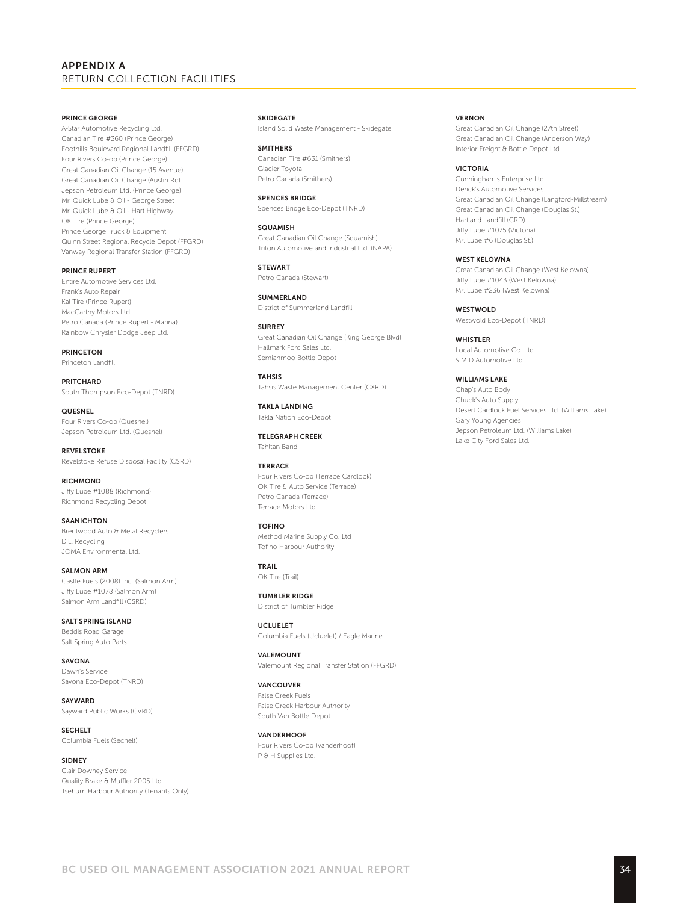## APPENDIX A
RETURN COLLECTION FACILITIES

**PRINCE GEORGE**
A-Star Automotive Recycling Ltd.
Canadian Tire #360 (Prince George)
Foothills Boulevard Regional Landfill (FFGRD)
Four Rivers Co-op (Prince George)
Great Canadian Oil Change (15 Avenue)
Great Canadian Oil Change (Austin Rd)
Jepson Petroleum Ltd. (Prince George)
Mr. Quick Lube & Oil - George Street
Mr. Quick Lube & Oil - Hart Highway
OK Tire (Prince George)
Prince George Truck & Equipment
Quinn Street Regional Recycle Depot (FFGRD)
Vanway Regional Transfer Station (FFGRD)

**PRINCE RUPERT**
Entire Automotive Services Ltd.
Frank's Auto Repair
Kal Tire (Prince Rupert)
MacCarthy Motors Ltd.
Petro Canada (Prince Rupert - Marina)
Rainbow Chrysler Dodge Jeep Ltd.

**PRINCETON**
Princeton Landfill

**PRITCHARD**
South Thompson Eco-Depot (TNRD)

**QUESNEL**
Four Rivers Co-op (Quesnel)
Jepson Petroleum Ltd. (Quesnel)

**REVELSTOKE**
Revelstoke Refuse Disposal Facility (CSRD)

**RICHMOND**
Jiffy Lube #1088 (Richmond)
Richmond Recycling Depot

**SAANICHTON**
Brentwood Auto & Metal Recyclers
D.L. Recycling
JOMA Environmental Ltd.

**SALMON ARM**
Castle Fuels (2008) Inc. (Salmon Arm)
Jiffy Lube #1078 (Salmon Arm)
Salmon Arm Landfill (CSRD)

**SALT SPRING ISLAND**
Beddis Road Garage
Salt Spring Auto Parts

**SAVONA**
Dawn's Service
Savona Eco-Depot (TNRD)

**SAYWARD**
Sayward Public Works (CVRD)

**SECHELT**
Columbia Fuels (Sechelt)

**SIDNEY**
Clair Downey Service
Quality Brake & Muffler 2005 Ltd.
Tsehum Harbour Authority (Tenants Only)

**SKIDEGATE**
Island Solid Waste Management - Skidegate

**SMITHERS**
Canadian Tire #631 (Smithers)
Glacier Toyota
Petro Canada (Smithers)

**SPENCES BRIDGE**
Spences Bridge Eco-Depot (TNRD)

**SQUAMISH**
Great Canadian Oil Change (Squamish)
Triton Automotive and Industrial Ltd. (NAPA)

**STEWART**
Petro Canada (Stewart)

**SUMMERLAND**
District of Summerland Landfill

**SURREY**
Great Canadian Oil Change (King George Blvd)
Hallmark Ford Sales Ltd.
Semiahmoo Bottle Depot

**TAHSIS**
Tahsis Waste Management Center (CXRD)

**TAKLA LANDING**
Takla Nation Eco-Depot

**TELEGRAPH CREEK**
Tahltan Band

**TERRACE**
Four Rivers Co-op (Terrace Cardlock)
OK Tire & Auto Service (Terrace)
Petro Canada (Terrace)
Terrace Motors Ltd.

**TOFINO**
Method Marine Supply Co. Ltd
Tofino Harbour Authority

**TRAIL**
OK Tire (Trail)

**TUMBLER RIDGE**
District of Tumbler Ridge

**UCLUELET**
Columbia Fuels (Ucluelet) / Eagle Marine

**VALEMOUNT**
Valemount Regional Transfer Station (FFGRD)

**VANCOUVER**
False Creek Fuels
False Creek Harbour Authority
South Van Bottle Depot

**VANDERHOOF**
Four Rivers Co-op (Vanderhoof)
P & H Supplies Ltd.

**VERNON**
Great Canadian Oil Change (27th Street)
Great Canadian Oil Change (Anderson Way)
Interior Freight & Bottle Depot Ltd.

**VICTORIA**
Cunningham's Enterprise Ltd.
Derick's Automotive Services
Great Canadian Oil Change (Langford-Millstream)
Great Canadian Oil Change (Douglas St.)
Hartland Landfill (CRD)
Jiffy Lube #1075 (Victoria)
Mr. Lube #6 (Douglas St.)

**WEST KELOWNA**
Great Canadian Oil Change (West Kelowna)
Jiffy Lube #1043 (West Kelowna)
Mr. Lube #236 (West Kelowna)

**WESTWOLD**
Westwold Eco-Depot (TNRD)

**WHISTLER**
Local Automotive Co. Ltd.
S M D Automotive Ltd.

**WILLIAMS LAKE**
Chap's Auto Body
Chuck's Auto Supply
Desert Cardlock Fuel Services Ltd. (Williams Lake)
Gary Young Agencies
Jepson Petroleum Ltd. (Williams Lake)
Lake City Ford Sales Ltd.